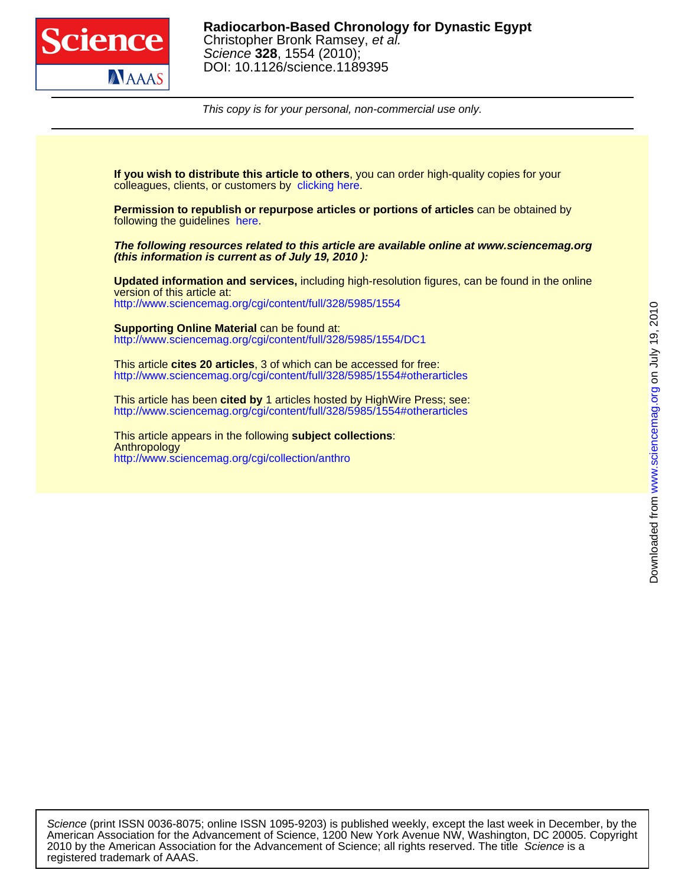# Radiocarbon-Based Chronology for Dynastic Egypt

Christopher Bronk Ramsey, *et al.*

*Science* **328**, 1554 (2010);

DOI: 10.1126/science.1189395

*This copy is for your personal, non-commercial use only.*

**If you wish to distribute this article to others**, you can order high-quality copies for your colleagues, clients, or customers by clicking here.

**Permission to republish or repurpose articles or portions of articles** can be obtained by following the guidelines here.

***The following resources related to this article are available online at www.sciencemag.org (this information is current as of July 19, 2010 ):***

**Updated information and services,** including high-resolution figures, can be found in the online version of this article at:
http://www.sciencemag.org/cgi/content/full/328/5985/1554

**Supporting Online Material** can be found at:
http://www.sciencemag.org/cgi/content/full/328/5985/1554/DC1

This article **cites 20 articles**, 3 of which can be accessed for free:
http://www.sciencemag.org/cgi/content/full/328/5985/1554#otherarticles

This article has been **cited by** 1 articles hosted by HighWire Press; see:
http://www.sciencemag.org/cgi/content/full/328/5985/1554#otherarticles

This article appears in the following **subject collections**:
Anthropology
http://www.sciencemag.org/cgi/collection/anthro

*Science* (print ISSN 0036-8075; online ISSN 1095-9203) is published weekly, except the last week in December, by the American Association for the Advancement of Science, 1200 New York Avenue NW, Washington, DC 20005. Copyright 2010 by the American Association for the Advancement of Science; all rights reserved. The title *Science* is a registered trademark of AAAS.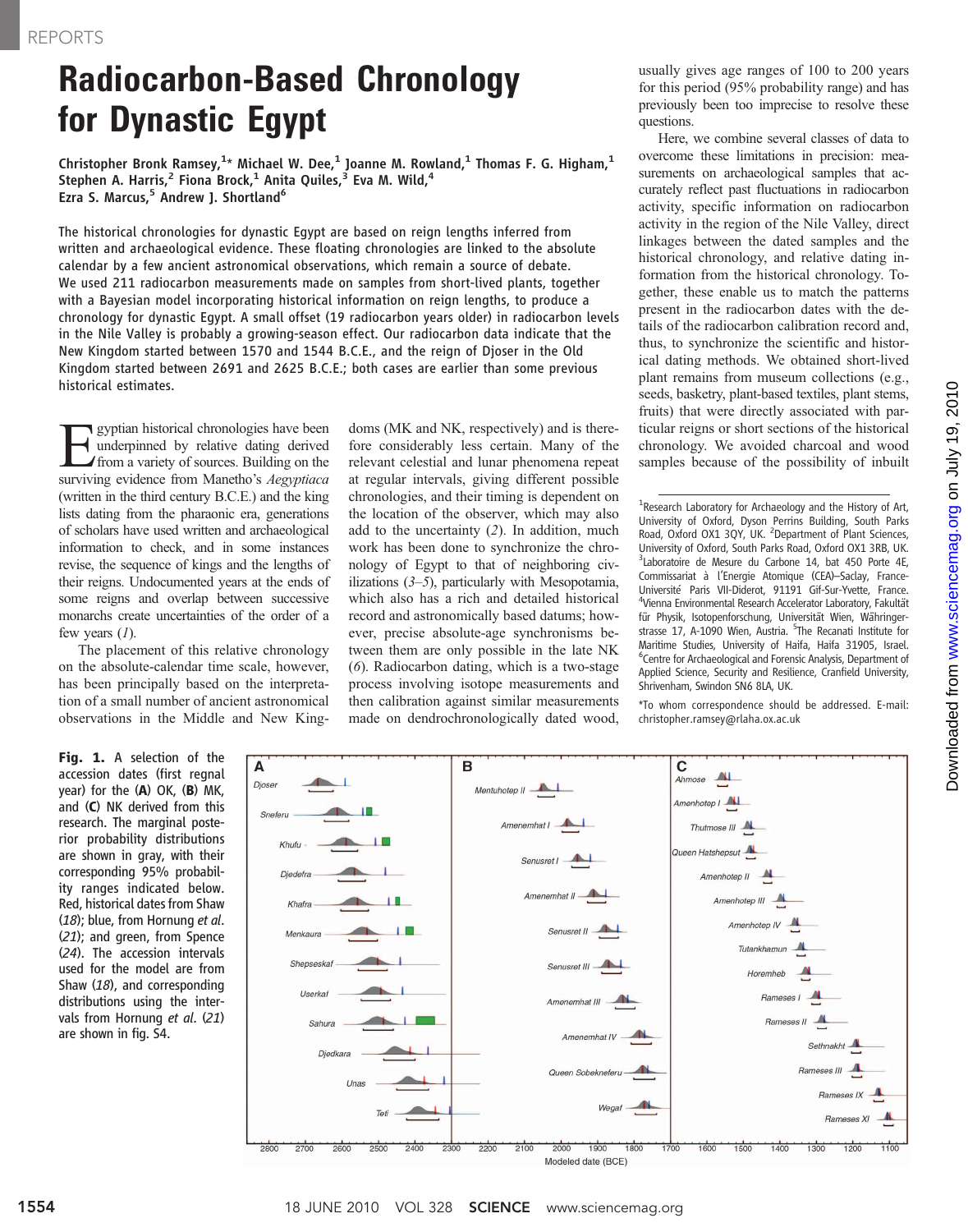# Radiocarbon-Based Chronology for Dynastic Egypt

**Christopher Bronk Ramsey,[1]* Michael W. Dee,[1] Joanne M. Rowland,[1] Thomas F. G. Higham,[1] Stephen A. Harris,[2] Fiona Brock,[1] Anita Quiles,[3] Eva M. Wild,[4] Ezra S. Marcus,[5] Andrew J. Shortland[6]**

The historical chronologies for dynastic Egypt are based on reign lengths inferred from written and archaeological evidence. These floating chronologies are linked to the absolute calendar by a few ancient astronomical observations, which remain a source of debate. We used 211 radiocarbon measurements made on samples from short-lived plants, together with a Bayesian model incorporating historical information on reign lengths, to produce a chronology for dynastic Egypt. A small offset (19 radiocarbon years older) in radiocarbon levels in the Nile Valley is probably a growing-season effect. Our radiocarbon data indicate that the New Kingdom started between 1570 and 1544 B.C.E., and the reign of Djoser in the Old Kingdom started between 2691 and 2625 B.C.E.; both cases are earlier than some previous historical estimates.

Egyptian historical chronologies have been underpinned by relative dating derived from a variety of sources. Building on the surviving evidence from Manetho's *Aegyptiaca* (written in the third century B.C.E.) and the king lists dating from the pharaonic era, generations of scholars have used written and archaeological information to check, and in some instances revise, the sequence of kings and the lengths of their reigns. Undocumented years at the ends of some reigns and overlap between successive monarchs create uncertainties of the order of a few years (*1*).

The placement of this relative chronology on the absolute-calendar time scale, however, has been principally based on the interpretation of a small number of ancient astronomical observations in the Middle and New Kingdoms (MK and NK, respectively) and is therefore considerably less certain. Many of the relevant celestial and lunar phenomena repeat at regular intervals, giving different possible chronologies, and their timing is dependent on the location of the observer, which may also add to the uncertainty (*2*). In addition, much work has been done to synchronize the chronology of Egypt to that of neighboring civilizations (*3*–*5*), particularly with Mesopotamia, which also has a rich and detailed historical record and astronomically based datums; however, precise absolute-age synchronisms between them are only possible in the late NK (*6*). Radiocarbon dating, which is a two-stage process involving isotope measurements and then calibration against similar measurements made on dendrochronologically dated wood, usually gives age ranges of 100 to 200 years for this period (95% probability range) and has previously been too imprecise to resolve these questions.

Here, we combine several classes of data to overcome these limitations in precision: measurements on archaeological samples that accurately reflect past fluctuations in radiocarbon activity, specific information on radiocarbon activity in the region of the Nile Valley, direct linkages between the dated samples and the historical chronology, and relative dating information from the historical chronology. Together, these enable us to match the patterns present in the radiocarbon dates with the details of the radiocarbon calibration record and, thus, to synchronize the scientific and historical dating methods. We obtained short-lived plant remains from museum collections (e.g., seeds, basketry, plant-based textiles, plant stems, fruits) that were directly associated with particular reigns or short sections of the historical chronology. We avoided charcoal and wood samples because of the possibility of inbuilt

[1]Research Laboratory for Archaeology and the History of Art, University of Oxford, Dyson Perrins Building, South Parks Road, Oxford OX1 3QY, UK. [2]Department of Plant Sciences, University of Oxford, South Parks Road, Oxford OX1 3RB, UK. [3]Laboratoire de Mesure du Carbone 14, bat 450 Porte 4E, Commissariat à l'Energie Atomique (CEA)–Saclay, France-Université Paris VII-Diderot, 91191 Gif-Sur-Yvette, France. [4]Vienna Environmental Research Accelerator Laboratory, Fakultät für Physik, Isotopenforschung, Universität Wien, Währingerstrasse 17, A-1090 Wien, Austria. [5]The Recanati Institute for Maritime Studies, University of Haifa, Haifa 31905, Israel. [6]Centre for Archaeological and Forensic Analysis, Department of Applied Science, Security and Resilience, Cranfield University, Shrivenham, Swindon SN6 8LA, UK.

*To whom correspondence should be addressed. E-mail: christopher.ramsey@rlaha.ox.ac.uk

**Fig. 1.** A selection of the accession dates (first regnal year) for the (**A**) OK, (**B**) MK, and (**C**) NK derived from this research. The marginal posterior probability distributions are shown in gray, with their corresponding 95% probability ranges indicated below. Red, historical dates from Shaw (*18*); blue, from Hornung *et al.* (*21*); and green, from Spence (*24*). The accession intervals used for the model are from Shaw (*18*), and corresponding distributions using the intervals from Hornung *et al.* (*21*) are shown in fig. S4.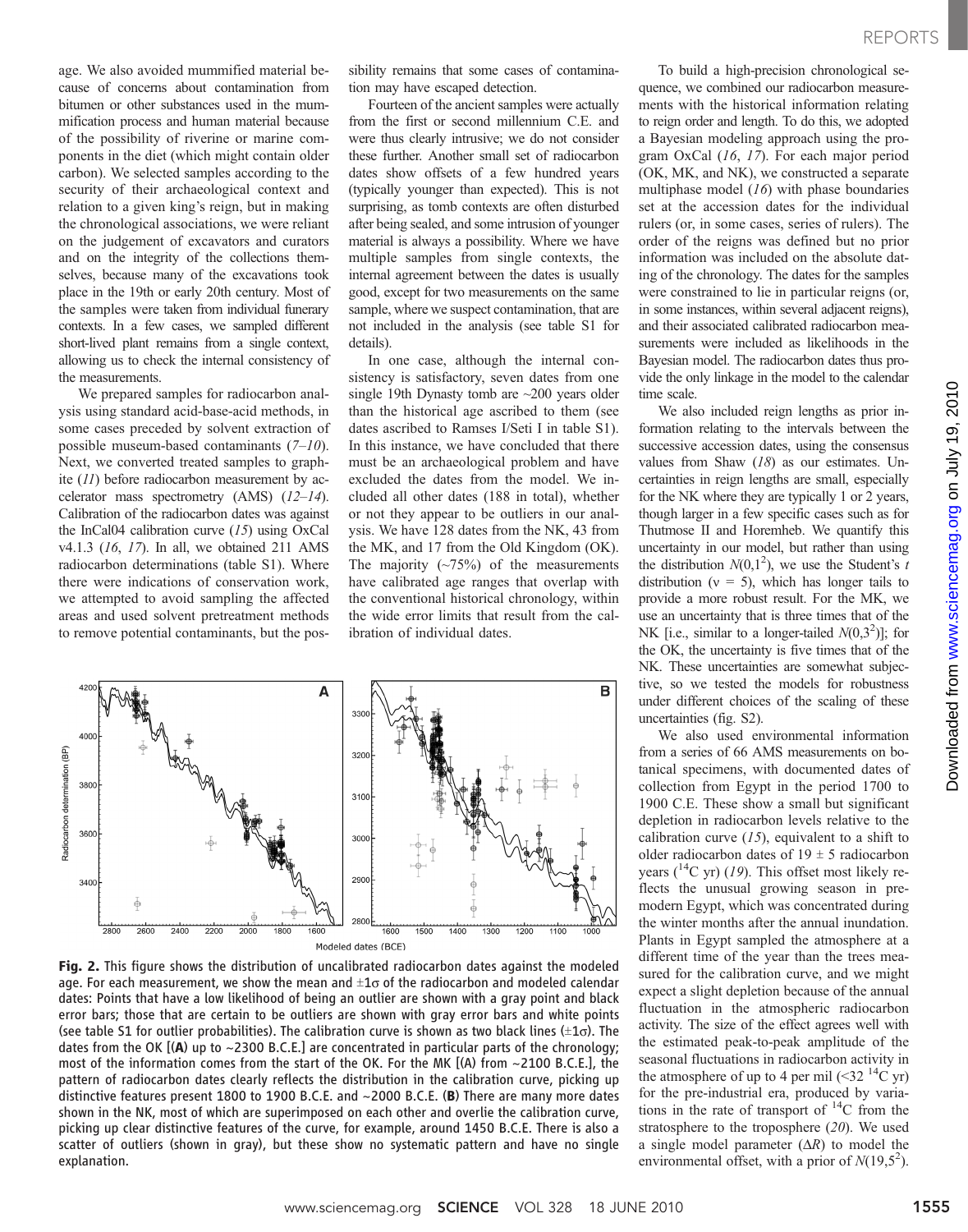age. We also avoided mummified material because of concerns about contamination from bitumen or other substances used in the mummification process and human material because of the possibility of riverine or marine components in the diet (which might contain older carbon). We selected samples according to the security of their archaeological context and relation to a given king's reign, but in making the chronological associations, we were reliant on the judgement of excavators and curators and on the integrity of the collections themselves, because many of the excavations took place in the 19th or early 20th century. Most of the samples were taken from individual funerary contexts. In a few cases, we sampled different short-lived plant remains from a single context, allowing us to check the internal consistency of the measurements.

We prepared samples for radiocarbon analysis using standard acid-base-acid methods, in some cases preceded by solvent extraction of possible museum-based contaminants (*7*–*10*). Next, we converted treated samples to graphite (*11*) before radiocarbon measurement by accelerator mass spectrometry (AMS) (*12*–*14*). Calibration of the radiocarbon dates was against the InCal04 calibration curve (*15*) using OxCal v4.1.3 (*16*, *17*). In all, we obtained 211 AMS radiocarbon determinations (table S1). Where there were indications of conservation work, we attempted to avoid sampling the affected areas and used solvent pretreatment methods to remove potential contaminants, but the possibility remains that some cases of contamination may have escaped detection.

Fourteen of the ancient samples were actually from the first or second millennium C.E. and were thus clearly intrusive; we do not consider these further. Another small set of radiocarbon dates show offsets of a few hundred years (typically younger than expected). This is not surprising, as tomb contexts are often disturbed after being sealed, and some intrusion of younger material is always a possibility. Where we have multiple samples from single contexts, the internal agreement between the dates is usually good, except for two measurements on the same sample, where we suspect contamination, that are not included in the analysis (see table S1 for details).

In one case, although the internal consistency is satisfactory, seven dates from one single 19th Dynasty tomb are ~200 years older than the historical age ascribed to them (see dates ascribed to Ramses I/Seti I in table S1). In this instance, we have concluded that there must be an archaeological problem and have excluded the dates from the model. We included all other dates (188 in total), whether or not they appear to be outliers in our analysis. We have 128 dates from the NK, 43 from the MK, and 17 from the Old Kingdom (OK). The majority (~75%) of the measurements have calibrated age ranges that overlap with the conventional historical chronology, within the wide error limits that result from the calibration of individual dates.

**Fig. 2.** This figure shows the distribution of uncalibrated radiocarbon dates against the modeled age. For each measurement, we show the mean and ±1σ of the radiocarbon and modeled calendar dates: Points that have a low likelihood of being an outlier are shown with a gray point and black error bars; those that are certain to be outliers are shown with gray error bars and white points (see table S1 for outlier probabilities). The calibration curve is shown as two black lines (±1σ). The dates from the OK [(**A**) up to ~2300 B.C.E.] are concentrated in particular parts of the chronology; most of the information comes from the start of the OK. For the MK [(A) from ~2100 B.C.E.], the pattern of radiocarbon dates clearly reflects the distribution in the calibration curve, picking up distinctive features present 1800 to 1900 B.C.E. and ~2000 B.C.E. (**B**) There are many more dates shown in the NK, most of which are superimposed on each other and overlie the calibration curve, picking up clear distinctive features of the curve, for example, around 1450 B.C.E. There is also a scatter of outliers (shown in gray), but these show no systematic pattern and have no single explanation.

To build a high-precision chronological sequence, we combined our radiocarbon measurements with the historical information relating to reign order and length. To do this, we adopted a Bayesian modeling approach using the program OxCal (*16*, *17*). For each major period (OK, MK, and NK), we constructed a separate multiphase model (*16*) with phase boundaries set at the accession dates for the individual rulers (or, in some cases, series of rulers). The order of the reigns was defined but no prior information was included on the absolute dating of the chronology. The dates for the samples were constrained to lie in particular reigns (or, in some instances, within several adjacent reigns), and their associated calibrated radiocarbon measurements were included as likelihoods in the Bayesian model. The radiocarbon dates thus provide the only linkage in the model to the calendar time scale.

We also included reign lengths as prior information relating to the intervals between the successive accession dates, using the consensus values from Shaw (*18*) as our estimates. Uncertainties in reign lengths are small, especially for the NK where they are typically 1 or 2 years, though larger in a few specific cases such as for Thutmose II and Horemheb. We quantify this uncertainty in our model, but rather than using the distribution $N(0,1^2)$, we use the Student's $t$ distribution ($\nu$ = 5), which has longer tails to provide a more robust result. For the MK, we use an uncertainty that is three times that of the NK [i.e., similar to a longer-tailed $N(0,3^2)$]; for the OK, the uncertainty is five times that of the NK. These uncertainties are somewhat subjective, so we tested the models for robustness under different choices of the scaling of these uncertainties (fig. S2).

We also used environmental information from a series of 66 AMS measurements on botanical specimens, with documented dates of collection from Egypt in the period 1700 to 1900 C.E. These show a small but significant depletion in radiocarbon levels relative to the calibration curve (*15*), equivalent to a shift to older radiocarbon dates of 19 ± 5 radiocarbon years ($^{14}$C yr) (*19*). This offset most likely reflects the unusual growing season in premodern Egypt, which was concentrated during the winter months after the annual inundation. Plants in Egypt sampled the atmosphere at a different time of the year than the trees measured for the calibration curve, and we might expect a slight depletion because of the annual fluctuation in the atmospheric radiocarbon activity. The size of the effect agrees well with the estimated peak-to-peak amplitude of the seasonal fluctuations in radiocarbon activity in the atmosphere of up to 4 per mil (<32 $^{14}$C yr) for the pre-industrial era, produced by variations in the rate of transport of $^{14}$C from the stratosphere to the troposphere (*20*). We used a single model parameter ($\Delta R$) to model the environmental offset, with a prior of $N(19,5^2)$.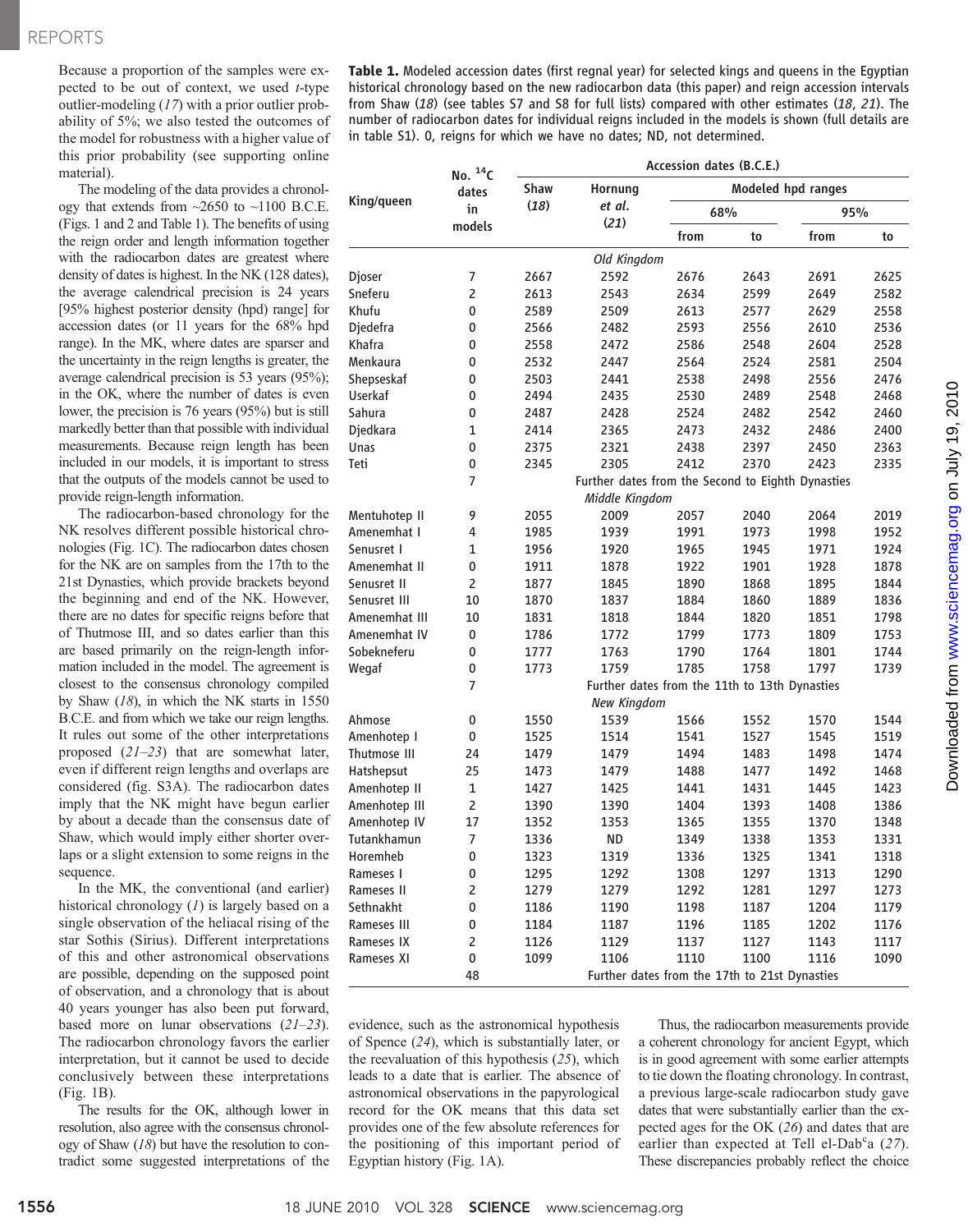Because a proportion of the samples were expected to be out of context, we used *t*-type outlier-modeling (*17*) with a prior outlier probability of 5%; we also tested the outcomes of the model for robustness with a higher value of this prior probability (see supporting online material).

The modeling of the data provides a chronology that extends from ~2650 to ~1100 B.C.E. (Figs. 1 and 2 and Table 1). The benefits of using the reign order and length information together with the radiocarbon dates are greatest where density of dates is highest. In the NK (128 dates), the average calendrical precision is 24 years [95% highest posterior density (hpd) range] for accession dates (or 11 years for the 68% hpd range). In the MK, where dates are sparser and the uncertainty in the reign lengths is greater, the average calendrical precision is 53 years (95%); in the OK, where the number of dates is even lower, the precision is 76 years (95%) but is still markedly better than that possible with individual measurements. Because reign length has been included in our models, it is important to stress that the outputs of the models cannot be used to provide reign-length information.

The radiocarbon-based chronology for the NK resolves different possible historical chronologies (Fig. 1C). The radiocarbon dates chosen for the NK are on samples from the 17th to the 21st Dynasties, which provide brackets beyond the beginning and end of the NK. However, there are no dates for specific reigns before that of Thutmose III, and so dates earlier than this are based primarily on the reign-length information included in the model. The agreement is closest to the consensus chronology compiled by Shaw (*18*), in which the NK starts in 1550 B.C.E. and from which we take our reign lengths. It rules out some of the other interpretations proposed (*21*–*23*) that are somewhat later, even if different reign lengths and overlaps are considered (fig. S3A). The radiocarbon dates imply that the NK might have begun earlier by about a decade than the consensus date of Shaw, which would imply either shorter overlaps or a slight extension to some reigns in the sequence.

In the MK, the conventional (and earlier) historical chronology (*1*) is largely based on a single observation of the heliacal rising of the star Sothis (Sirius). Different interpretations of this and other astronomical observations are possible, depending on the supposed point of observation, and a chronology that is about 40 years younger has also been put forward, based more on lunar observations (*21*–*23*). The radiocarbon chronology favors the earlier interpretation, but it cannot be used to decide conclusively between these interpretations (Fig. 1B).

The results for the OK, although lower in resolution, also agree with the consensus chronology of Shaw (*18*) but have the resolution to contradict some suggested interpretations of the evidence, such as the astronomical hypothesis of Spence (*24*), which is substantially later, or the reevaluation of this hypothesis (*25*), which leads to a date that is earlier. The absence of astronomical observations in the papyrological record for the OK means that this data set provides one of the few absolute references for the positioning of this important period of Egyptian history (Fig. 1A).

Thus, the radiocarbon measurements provide a coherent chronology for ancient Egypt, which is in good agreement with some earlier attempts to tie down the floating chronology. In contrast, a previous large-scale radiocarbon study gave dates that were substantially earlier than the expected ages for the OK (*26*) and dates that are earlier than expected at Tell el-Dab<sup>c</sup>a (*27*). These discrepancies probably reflect the choice

**Table 1.** Modeled accession dates (first regnal year) for selected kings and queens in the Egyptian historical chronology based on the new radiocarbon data (this paper) and reign accession intervals from Shaw (*18*) (see tables S7 and S8 for full lists) compared with other estimates (*18*, *21*). The number of radiocarbon dates for individual reigns included in the models is shown (full details are in table S1). 0, reigns for which we have no dates; ND, not determined.

| King/queen | No. $^{14}C$ dates in models | Accession dates (B.C.E.) | | | | | |
|---|---|---|---|---|---|---|---|
| | | Shaw (*18*) | Hornung *et al.* (*21*) | Modeled hpd ranges | | | |
| | | | | 68% | | 95% | |
| | | | | from | to | from | to |
| | | | *Old Kingdom* | | | | |
| Djoser | 7 | 2667 | 2592 | 2676 | 2643 | 2691 | 2625 |
| Sneferu | 2 | 2613 | 2543 | 2634 | 2599 | 2649 | 2582 |
| Khufu | 0 | 2589 | 2509 | 2613 | 2577 | 2629 | 2558 |
| Djedefra | 0 | 2566 | 2482 | 2593 | 2556 | 2610 | 2536 |
| Khafra | 0 | 2558 | 2472 | 2586 | 2548 | 2604 | 2528 |
| Menkaura | 0 | 2532 | 2447 | 2564 | 2524 | 2581 | 2504 |
| Shepseskaf | 0 | 2503 | 2441 | 2538 | 2498 | 2556 | 2476 |
| Userkaf | 0 | 2494 | 2435 | 2530 | 2489 | 2548 | 2468 |
| Sahura | 0 | 2487 | 2428 | 2524 | 2482 | 2542 | 2460 |
| Djedkara | 1 | 2414 | 2365 | 2473 | 2432 | 2486 | 2400 |
| Unas | 0 | 2375 | 2321 | 2438 | 2397 | 2450 | 2363 |
| Teti | 0 | 2345 | 2305 | 2412 | 2370 | 2423 | 2335 |
| | 7 | Further dates from the Second to Eighth Dynasties | | | | | |
| | | | *Middle Kingdom* | | | | |
| Mentuhotep II | 9 | 2055 | 2009 | 2057 | 2040 | 2064 | 2019 |
| Amenemhat I | 4 | 1985 | 1939 | 1991 | 1973 | 1998 | 1952 |
| Senusret I | 1 | 1956 | 1920 | 1965 | 1945 | 1971 | 1924 |
| Amenemhat II | 0 | 1911 | 1878 | 1922 | 1901 | 1928 | 1878 |
| Senusret II | 2 | 1877 | 1845 | 1890 | 1868 | 1895 | 1844 |
| Senusret III | 10 | 1870 | 1837 | 1884 | 1860 | 1889 | 1836 |
| Amenemhat III | 10 | 1831 | 1818 | 1844 | 1820 | 1851 | 1798 |
| Amenemhat IV | 0 | 1786 | 1772 | 1799 | 1773 | 1809 | 1753 |
| Sobekneferu | 0 | 1777 | 1763 | 1790 | 1764 | 1801 | 1744 |
| Wegaf | 0 | 1773 | 1759 | 1785 | 1758 | 1797 | 1739 |
| | 7 | Further dates from the 11th to 13th Dynasties | | | | | |
| | | | *New Kingdom* | | | | |
| Ahmose | 0 | 1550 | 1539 | 1566 | 1552 | 1570 | 1544 |
| Amenhotep I | 0 | 1525 | 1514 | 1541 | 1527 | 1545 | 1519 |
| Thutmose III | 24 | 1479 | 1479 | 1494 | 1483 | 1498 | 1474 |
| Hatshepsut | 25 | 1473 | 1479 | 1488 | 1477 | 1492 | 1468 |
| Amenhotep II | 1 | 1427 | 1425 | 1441 | 1431 | 1445 | 1423 |
| Amenhotep III | 2 | 1390 | 1390 | 1404 | 1393 | 1408 | 1386 |
| Amenhotep IV | 17 | 1352 | 1353 | 1365 | 1355 | 1370 | 1348 |
| Tutankhamun | 7 | 1336 | ND | 1349 | 1338 | 1353 | 1331 |
| Horemheb | 0 | 1323 | 1319 | 1336 | 1325 | 1341 | 1318 |
| Rameses I | 0 | 1295 | 1292 | 1308 | 1297 | 1313 | 1290 |
| Rameses II | 2 | 1279 | 1279 | 1292 | 1281 | 1297 | 1273 |
| Sethnakht | 0 | 1186 | 1190 | 1198 | 1187 | 1204 | 1179 |
| Rameses III | 0 | 1184 | 1187 | 1196 | 1185 | 1202 | 1176 |
| Rameses IX | 2 | 1126 | 1129 | 1137 | 1127 | 1143 | 1117 |
| Rameses XI | 0 | 1099 | 1106 | 1110 | 1100 | 1116 | 1090 |
| | 48 | Further dates from the 17th to 21st Dynasties | | | | | |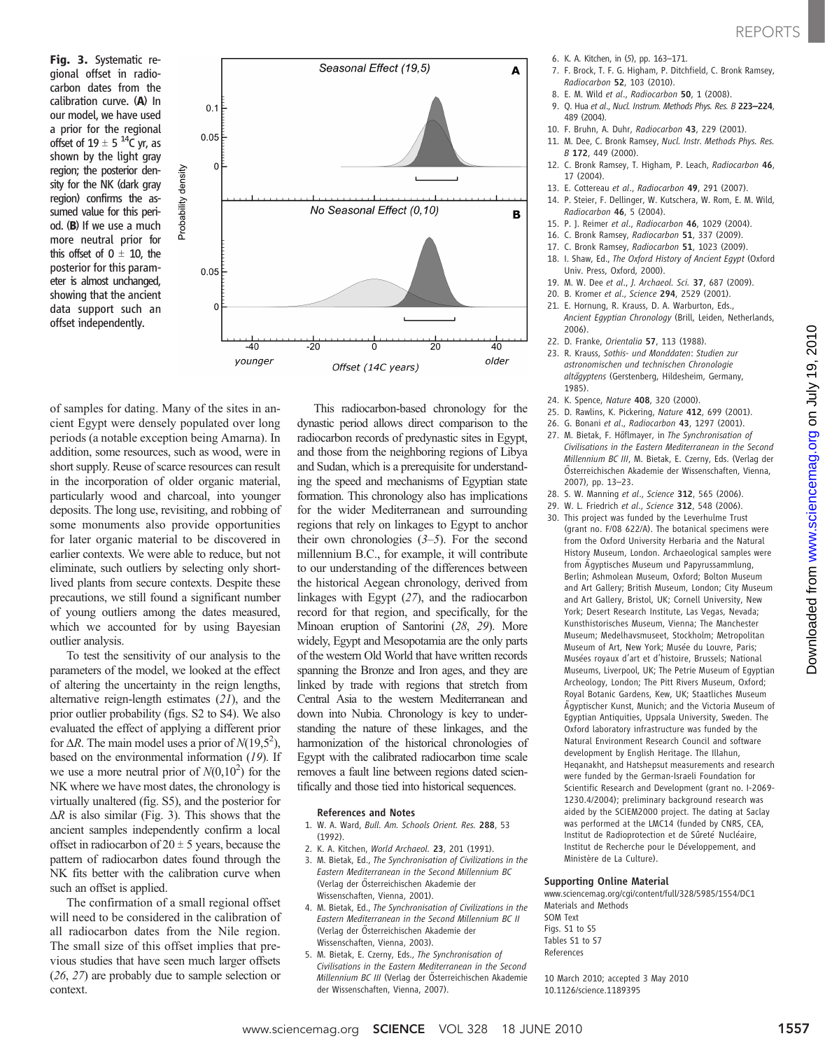**Fig. 3.** Systematic regional offset in radiocarbon dates from the calibration curve. (**A**) In our model, we have used a prior for the regional offset of 19 ± 5 $^{14}$C yr, as shown by the light gray region; the posterior density for the NK (dark gray region) confirms the assumed value for this period. (**B**) If we use a much more neutral prior for this offset of 0 ± 10, the posterior for this parameter is almost unchanged, showing that the ancient data support such an offset independently.

Seasonal Effect (19,5)

A

No Seasonal Effect (0,10)

B

Probability density

0.1

0.05

0

0.05

0

-40

-20

0

20

40

younger

Offset (14C years)

older

of samples for dating. Many of the sites in ancient Egypt were densely populated over long periods (a notable exception being Amarna). In addition, some resources, such as wood, were in short supply. Reuse of scarce resources can result in the incorporation of older organic material, particularly wood and charcoal, into younger deposits. The long use, revisiting, and robbing of some monuments also provide opportunities for later organic material to be discovered in earlier contexts. We were able to reduce, but not eliminate, such outliers by selecting only short-lived plants from secure contexts. Despite these precautions, we still found a significant number of young outliers among the dates measured, which we accounted for by using Bayesian outlier analysis.

To test the sensitivity of our analysis to the parameters of the model, we looked at the effect of altering the uncertainty in the reign lengths, alternative reign-length estimates (*21*), and the prior outlier probability (figs. S2 to S4). We also evaluated the effect of applying a different prior for $\Delta R$. The main model uses a prior of $N(19,5^2)$, based on the environmental information (*19*). If we use a more neutral prior of $N(0,10^2)$ for the NK where we have most dates, the chronology is virtually unaltered (fig. S5), and the posterior for $\Delta R$ is also similar (Fig. 3). This shows that the ancient samples independently confirm a local offset in radiocarbon of 20 ± 5 years, because the pattern of radiocarbon dates found through the NK fits better with the calibration curve when such an offset is applied.

The confirmation of a small regional offset will need to be considered in the calibration of all radiocarbon dates from the Nile region. The small size of this offset implies that previous studies that have seen much larger offsets (*26*, *27*) are probably due to sample selection or context.

This radiocarbon-based chronology for the dynastic period allows direct comparison to the radiocarbon records of predynastic sites in Egypt, and those from the neighboring regions of Libya and Sudan, which is a prerequisite for understanding the speed and mechanisms of Egyptian state formation. This chronology also has implications for the wider Mediterranean and surrounding regions that rely on linkages to Egypt to anchor their own chronologies (*3*–*5*). For the second millennium B.C., for example, it will contribute to our understanding of the differences between the historical Aegean chronology, derived from linkages with Egypt (*27*), and the radiocarbon record for that region, and specifically, for the Minoan eruption of Santorini (*28*, *29*). More widely, Egypt and Mesopotamia are the only parts of the western Old World that have written records spanning the Bronze and Iron ages, and they are linked by trade with regions that stretch from Central Asia to the western Mediterranean and down into Nubia. Chronology is key to understanding the nature of these linkages, and the harmonization of the historical chronologies of Egypt with the calibrated radiocarbon time scale removes a fault line between regions dated scientifically and those tied into historical sequences.

### References and Notes

1. W. A. Ward, *Bull. Am. Schools Orient. Res.* **288**, 53 (1992).
2. K. A. Kitchen, *World Archaeol.* **23**, 201 (1991).
3. M. Bietak, Ed., *The Synchronisation of Civilizations in the Eastern Mediterranean in the Second Millennium BC* (Verlag der Österreichischen Akademie der Wissenschaften, Vienna, 2001).
4. M. Bietak, Ed., *The Synchronisation of Civilizations in the Eastern Mediterranean in the Second Millennium BC II* (Verlag der Österreichischen Akademie der Wissenschaften, Vienna, 2003).
5. M. Bietak, E. Czerny, Eds., *The Synchronisation of Civilisations in the Eastern Mediterranean in the Second Millennium BC III* (Verlag der Österreichischen Akademie der Wissenschaften, Vienna, 2007).
6. K. A. Kitchen, in (*5*), pp. 163–171.
7. F. Brock, T. F. G. Higham, P. Ditchfield, C. Bronk Ramsey, *Radiocarbon* **52**, 103 (2010).
8. E. M. Wild *et al.*, *Radiocarbon* **50**, 1 (2008).
9. Q. Hua *et al.*, *Nucl. Instrum. Methods Phys. Res. B* **223–224**, 489 (2004).
10. F. Bruhn, A. Duhr, *Radiocarbon* **43**, 229 (2001).
11. M. Dee, C. Bronk Ramsey, *Nucl. Instr. Methods Phys. Res. B* **172**, 449 (2000).
12. C. Bronk Ramsey, T. Higham, P. Leach, *Radiocarbon* **46**, 17 (2004).
13. E. Cottereau *et al.*, *Radiocarbon* **49**, 291 (2007).
14. P. Steier, F. Dellinger, W. Kutschera, W. Rom, E. M. Wild, *Radiocarbon* **46**, 5 (2004).
15. P. J. Reimer *et al.*, *Radiocarbon* **46**, 1029 (2004).
16. C. Bronk Ramsey, *Radiocarbon* **51**, 337 (2009).
17. C. Bronk Ramsey, *Radiocarbon* **51**, 1023 (2009).
18. I. Shaw, Ed., *The Oxford History of Ancient Egypt* (Oxford Univ. Press, Oxford, 2000).
19. M. W. Dee *et al.*, *J. Archaeol. Sci.* **37**, 687 (2009).
20. B. Kromer *et al.*, *Science* **294**, 2529 (2001).
21. E. Hornung, R. Krauss, D. A. Warburton, Eds., *Ancient Egyptian Chronology* (Brill, Leiden, Netherlands, 2006).
22. D. Franke, *Orientalia* **57**, 113 (1988).
23. R. Krauss, *Sothis- und Monddaten*: *Studien zur astronomischen und technischen Chronologie altägyptens* (Gerstenberg, Hildesheim, Germany, 1985).
24. K. Spence, *Nature* **408**, 320 (2000).
25. D. Rawlins, K. Pickering, *Nature* **412**, 699 (2001).
26. G. Bonani *et al.*, *Radiocarbon* **43**, 1297 (2001).
27. M. Bietak, F. Höflmayer, in *The Synchronisation of Civilisations in the Eastern Mediterranean in the Second Millennium BC III*, M. Bietak, E. Czerny, Eds. (Verlag der Österreichischen Akademie der Wissenschaften, Vienna, 2007), pp. 13–23.
28. S. W. Manning *et al.*, *Science* **312**, 565 (2006).
29. W. L. Friedrich *et al.*, *Science* **312**, 548 (2006).
30. This project was funded by the Leverhulme Trust (grant no. F/08 622/A). The botanical specimens were from the Oxford University Herbaria and the Natural History Museum, London. Archaeological samples were from Ägyptisches Museum und Papyrussammlung, Berlin; Ashmolean Museum, Oxford; Bolton Museum and Art Gallery; British Museum, London; City Museum and Art Gallery, Bristol, UK; Cornell University, New York; Desert Research Institute, Las Vegas, Nevada; Kunsthistorisches Museum, Vienna; The Manchester Museum; Medelhavsmuseet, Stockholm; Metropolitan Museum of Art, New York; Musée du Louvre, Paris; Musées royaux d'art et d'histoire, Brussels; National Museums, Liverpool, UK; The Petrie Museum of Egyptian Archeology, London; The Pitt Rivers Museum, Oxford; Royal Botanic Gardens, Kew, UK; Staatliches Museum Ägyptischer Kunst, Munich; and the Victoria Museum of Egyptian Antiquities, Uppsala University, Sweden. The Oxford laboratory infrastructure was funded by the Natural Environment Research Council and software development by English Heritage. The Illahun, Heqanakht, and Hatshepsut measurements and research were funded by the German-Israeli Foundation for Scientific Research and Development (grant no. I-2069-1230.4/2004); preliminary background research was aided by the SCIEM2000 project. The dating at Saclay was performed at the LMC14 (funded by CNRS, CEA, Institut de Radioprotection et de Sûreté Nucléaire, Institut de Recherche pour le Développement, and Ministère de La Culture).

### Supporting Online Material

www.sciencemag.org/cgi/content/full/328/5985/1554/DC1
Materials and Methods
SOM Text
Figs. S1 to S5
Tables S1 to S7
References

10 March 2010; accepted 3 May 2010
10.1126/science.1189395